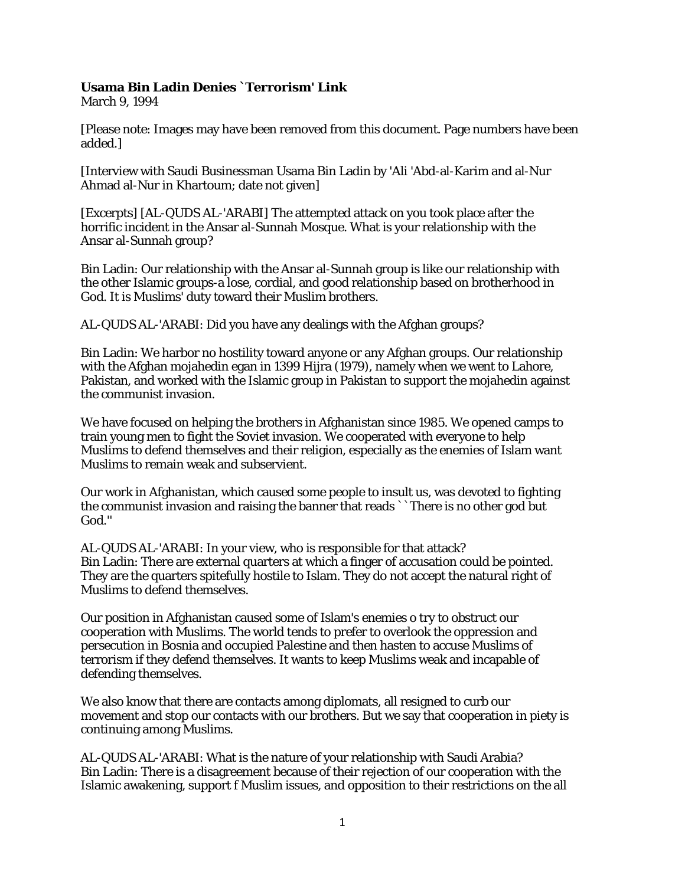**Usama Bin Ladin Denies `Terrorism' Link**
March 9, 1994

[Please note: Images may have been removed from this document. Page numbers have been added.]

[Interview with Saudi Businessman Usama Bin Ladin by 'Ali 'Abd-al-Karim and al-Nur Ahmad al-Nur in Khartoum; date not given]

[Excerpts] [AL-QUDS AL-'ARABI] The attempted attack on you took place after the horrific incident in the Ansar al-Sunnah Mosque. What is your relationship with the Ansar al-Sunnah group?

Bin Ladin: Our relationship with the Ansar al-Sunnah group is like our relationship with the other Islamic groups-a lose, cordial, and good relationship based on brotherhood in God. It is Muslims' duty toward their Muslim brothers.

AL-QUDS AL-'ARABI: Did you have any dealings with the Afghan groups?

Bin Ladin: We harbor no hostility toward anyone or any Afghan groups. Our relationship with the Afghan mojahedin egan in 1399 Hijra (1979), namely when we went to Lahore, Pakistan, and worked with the Islamic group in Pakistan to support the mojahedin against the communist invasion.

We have focused on helping the brothers in Afghanistan since 1985. We opened camps to train young men to fight the Soviet invasion. We cooperated with everyone to help Muslims to defend themselves and their religion, especially as the enemies of Islam want Muslims to remain weak and subservient.

Our work in Afghanistan, which caused some people to insult us, was devoted to fighting the communist invasion and raising the banner that reads ``There is no other god but God.''

AL-QUDS AL-'ARABI: In your view, who is responsible for that attack?
Bin Ladin: There are external quarters at which a finger of accusation could be pointed. They are the quarters spitefully hostile to Islam. They do not accept the natural right of Muslims to defend themselves.

Our position in Afghanistan caused some of Islam's enemies o try to obstruct our cooperation with Muslims. The world tends to prefer to overlook the oppression and persecution in Bosnia and occupied Palestine and then hasten to accuse Muslims of terrorism if they defend themselves. It wants to keep Muslims weak and incapable of defending themselves.

We also know that there are contacts among diplomats, all resigned to curb our movement and stop our contacts with our brothers. But we say that cooperation in piety is continuing among Muslims.

AL-QUDS AL-'ARABI: What is the nature of your relationship with Saudi Arabia?
Bin Ladin: There is a disagreement because of their rejection of our cooperation with the Islamic awakening, support f Muslim issues, and opposition to their restrictions on the all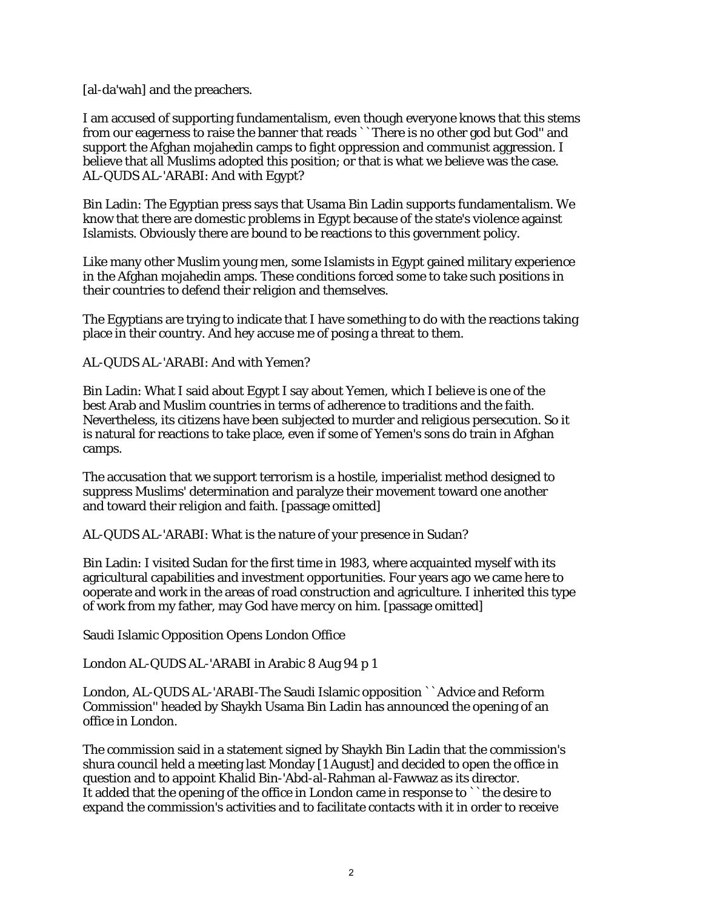[al-da'wah] and the preachers.

I am accused of supporting fundamentalism, even though everyone knows that this stems from our eagerness to raise the banner that reads ``There is no other god but God'' and support the Afghan mojahedin camps to fight oppression and communist aggression. I believe that all Muslims adopted this position; or that is what we believe was the case.
AL-QUDS AL-'ARABI: And with Egypt?

Bin Ladin: The Egyptian press says that Usama Bin Ladin supports fundamentalism. We know that there are domestic problems in Egypt because of the state's violence against Islamists. Obviously there are bound to be reactions to this government policy.

Like many other Muslim young men, some Islamists in Egypt gained military experience in the Afghan mojahedin amps. These conditions forced some to take such positions in their countries to defend their religion and themselves.

The Egyptians are trying to indicate that I have something to do with the reactions taking place in their country. And hey accuse me of posing a threat to them.

AL-QUDS AL-'ARABI: And with Yemen?

Bin Ladin: What I said about Egypt I say about Yemen, which I believe is one of the best Arab and Muslim countries in terms of adherence to traditions and the faith. Nevertheless, its citizens have been subjected to murder and religious persecution. So it is natural for reactions to take place, even if some of Yemen's sons do train in Afghan camps.

The accusation that we support terrorism is a hostile, imperialist method designed to suppress Muslims' determination and paralyze their movement toward one another and toward their religion and faith. [passage omitted]

AL-QUDS AL-'ARABI: What is the nature of your presence in Sudan?

Bin Ladin: I visited Sudan for the first time in 1983, where acquainted myself with its agricultural capabilities and investment opportunities. Four years ago we came here to ooperate and work in the areas of road construction and agriculture. I inherited this type of work from my father, may God have mercy on him. [passage omitted]

Saudi Islamic Opposition Opens London Office

London AL-QUDS AL-'ARABI in Arabic 8 Aug 94 p 1

London, AL-QUDS AL-'ARABI-The Saudi Islamic opposition ``Advice and Reform Commission'' headed by Shaykh Usama Bin Ladin has announced the opening of an office in London.

The commission said in a statement signed by Shaykh Bin Ladin that the commission's shura council held a meeting last Monday [1 August] and decided to open the office in question and to appoint Khalid Bin-'Abd-al-Rahman al-Fawwaz as its director.
It added that the opening of the office in London came in response to ``the desire to expand the commission's activities and to facilitate contacts with it in order to receive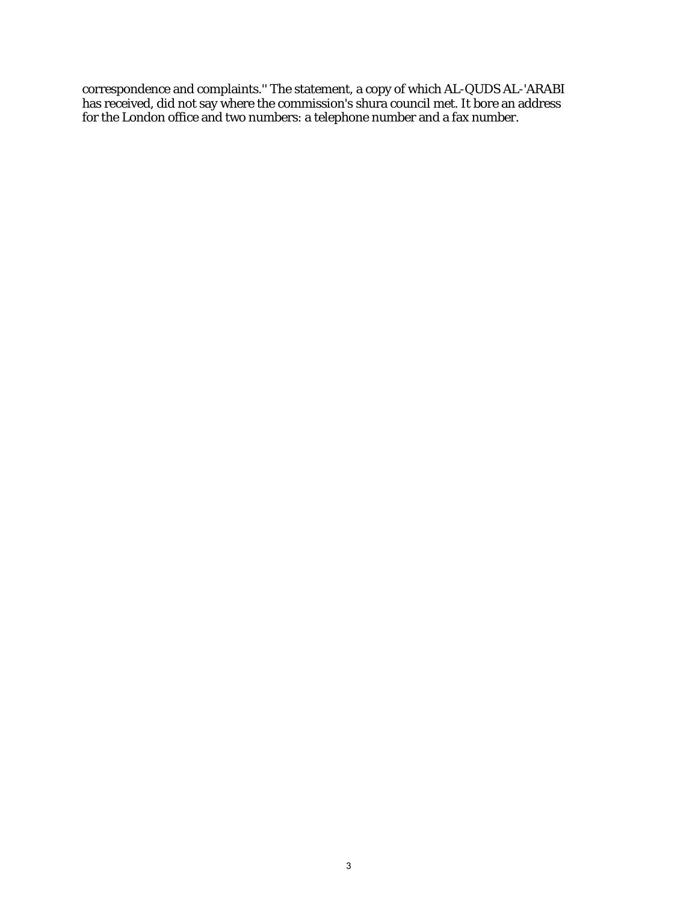correspondence and complaints.'' The statement, a copy of which AL-QUDS AL-'ARABI has received, did not say where the commission's shura council met. It bore an address for the London office and two numbers: a telephone number and a fax number.